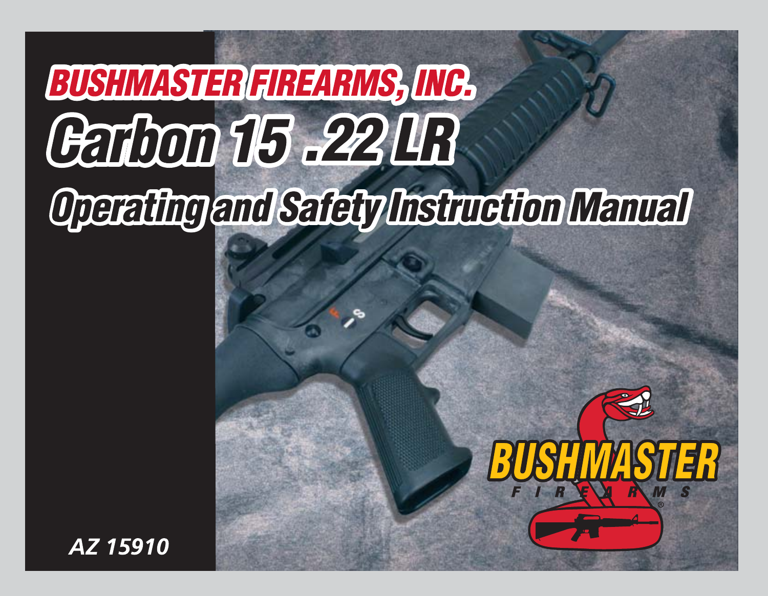# BUSHMASTER FIREARMS, INC.

# Carbon 15 .22 LR

## Operating and Safety Instruction Manual

*AZ 15910*

BUSHMASTER
FIREARMS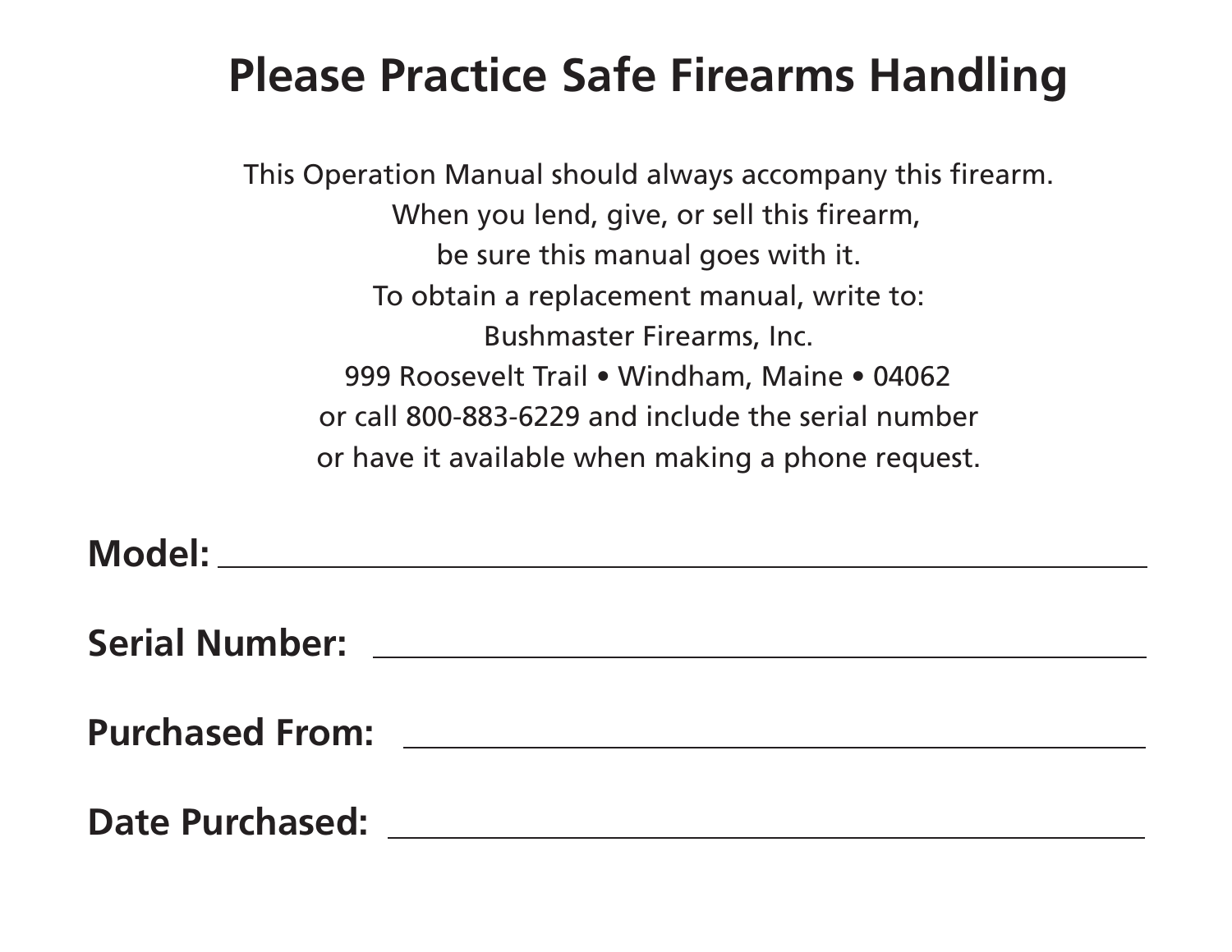# Please Practice Safe Firearms Handling

This Operation Manual should always accompany this firearm.
When you lend, give, or sell this firearm,
be sure this manual goes with it.
To obtain a replacement manual, write to:
Bushmaster Firearms, Inc.
999 Roosevelt Trail • Windham, Maine • 04062
or call 800-883-6229 and include the serial number
or have it available when making a phone request.

**Model:** ______________________________________________

**Serial Number:** ______________________________________

**Purchased From:** _____________________________________

**Date Purchased:** _____________________________________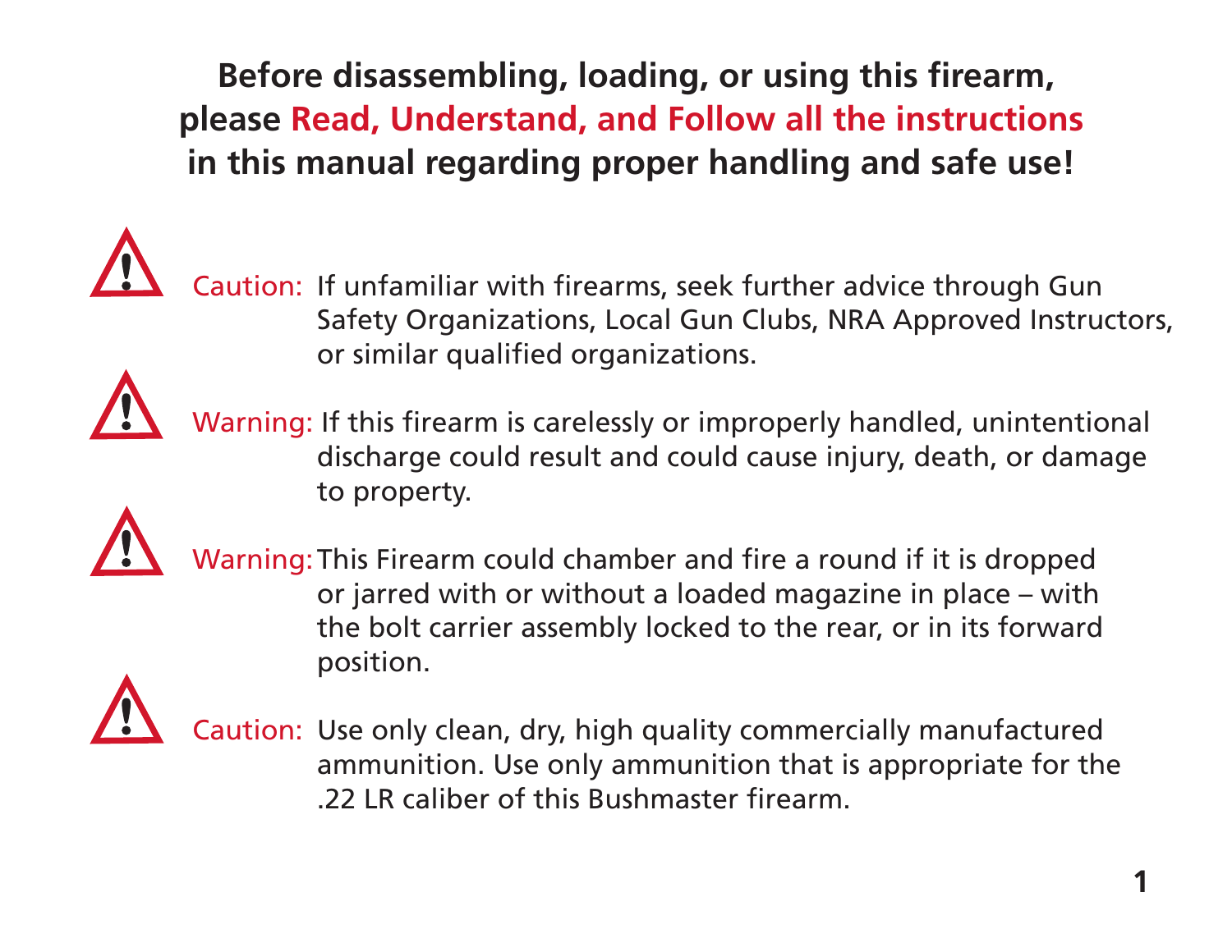**Before disassembling, loading, or using this firearm, please Read, Understand, and Follow all the instructions in this manual regarding proper handling and safe use!**

⚠ Caution: If unfamiliar with firearms, seek further advice through Gun Safety Organizations, Local Gun Clubs, NRA Approved Instructors, or similar qualified organizations.

⚠ Warning: If this firearm is carelessly or improperly handled, unintentional discharge could result and could cause injury, death, or damage to property.

⚠ Warning: This Firearm could chamber and fire a round if it is dropped or jarred with or without a loaded magazine in place – with the bolt carrier assembly locked to the rear, or in its forward position.

⚠ Caution: Use only clean, dry, high quality commercially manufactured ammunition. Use only ammunition that is appropriate for the .22 LR caliber of this Bushmaster firearm.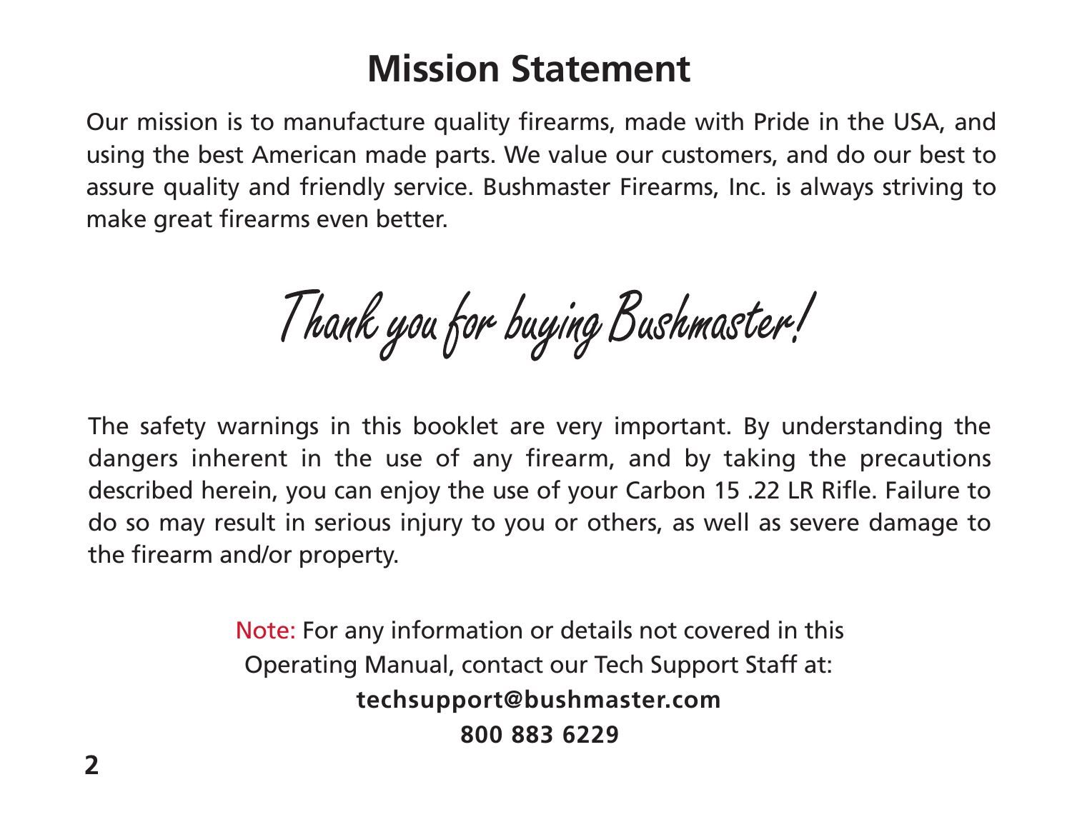# Mission Statement

Our mission is to manufacture quality firearms, made with Pride in the USA, and using the best American made parts. We value our customers, and do our best to assure quality and friendly service. Bushmaster Firearms, Inc. is always striving to make great firearms even better.

*Thank you for buying Bushmaster!*

The safety warnings in this booklet are very important. By understanding the dangers inherent in the use of any firearm, and by taking the precautions described herein, you can enjoy the use of your Carbon 15 .22 LR Rifle. Failure to do so may result in serious injury to you or others, as well as severe damage to the firearm and/or property.

Note: For any information or details not covered in this Operating Manual, contact our Tech Support Staff at:

**techsupport@bushmaster.com**

**800 883 6229**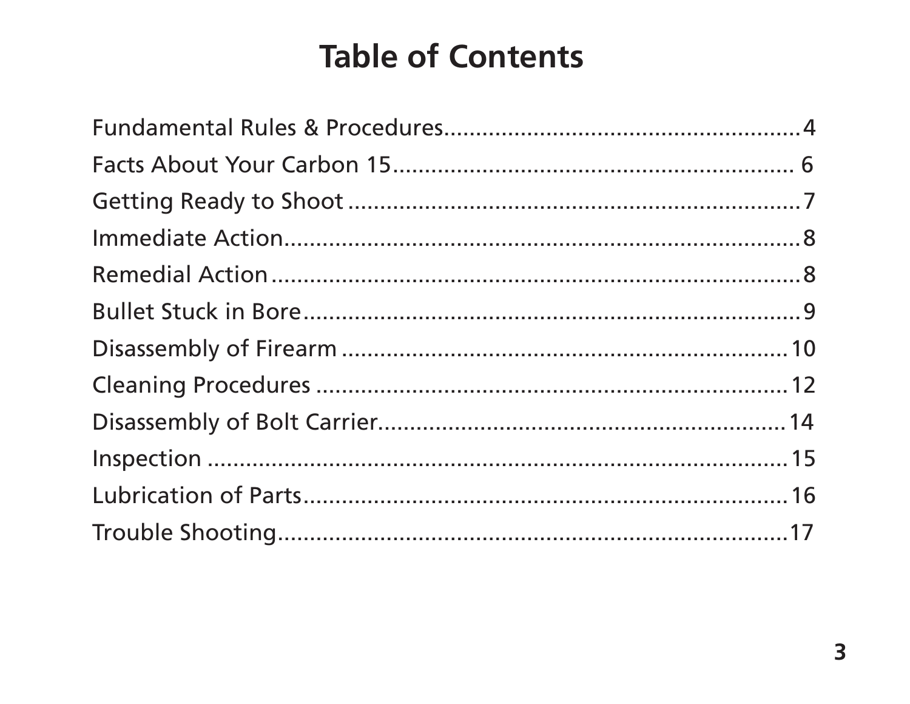# Table of Contents

Fundamental Rules & Procedures........................................................4
Facts About Your Carbon 15................................................................ 6
Getting Ready to Shoot........................................................................7
Immediate Action...................................................................................8
Remedial Action.....................................................................................8
Bullet Stuck in Bore...............................................................................9
Disassembly of Firearm.......................................................................10
Cleaning Procedures............................................................................12
Disassembly of Bolt Carrier.................................................................14
Inspection..............................................................................................15
Lubrication of Parts..............................................................................16
Trouble Shooting..................................................................................17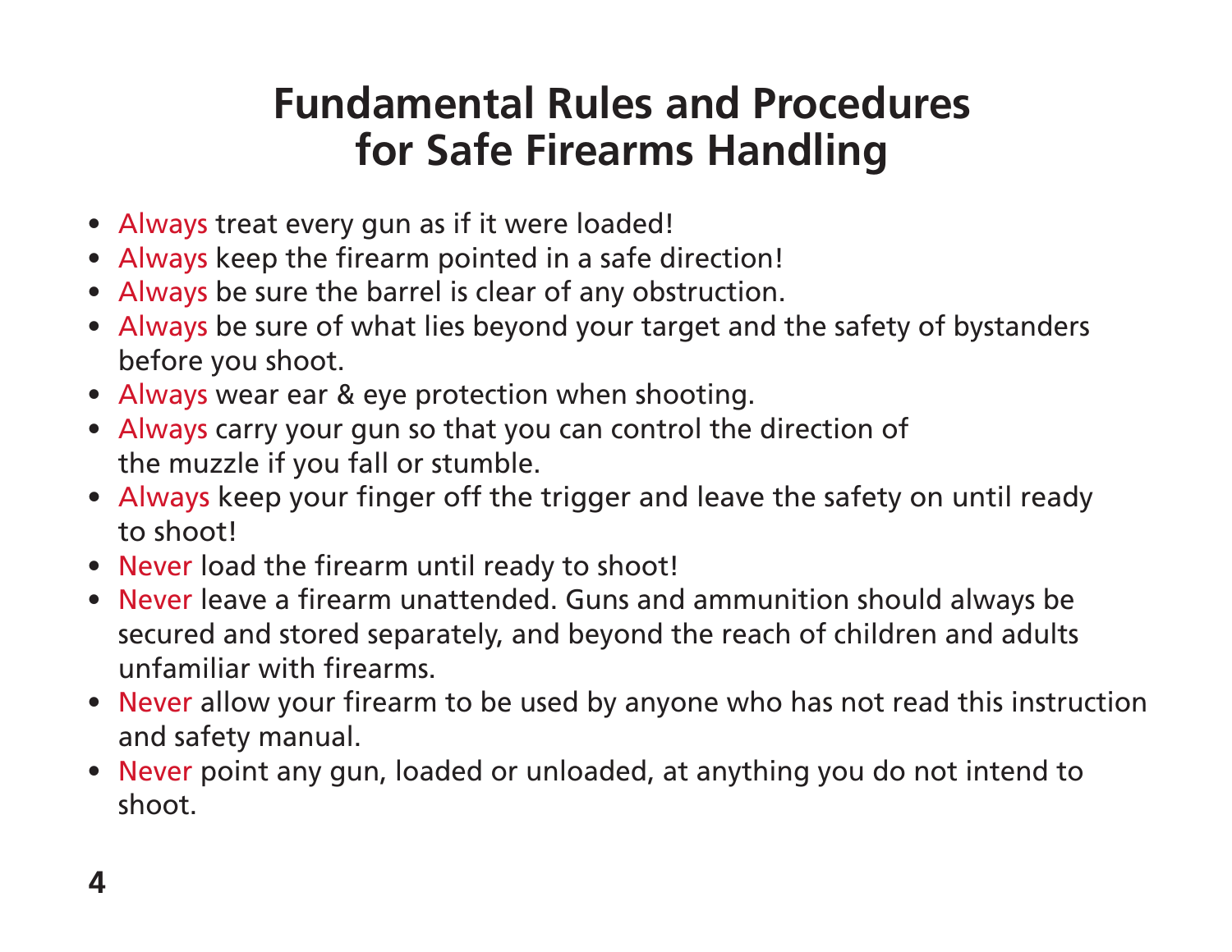# Fundamental Rules and Procedures for Safe Firearms Handling

- Always treat every gun as if it were loaded!
- Always keep the firearm pointed in a safe direction!
- Always be sure the barrel is clear of any obstruction.
- Always be sure of what lies beyond your target and the safety of bystanders before you shoot.
- Always wear ear & eye protection when shooting.
- Always carry your gun so that you can control the direction of the muzzle if you fall or stumble.
- Always keep your finger off the trigger and leave the safety on until ready to shoot!
- Never load the firearm until ready to shoot!
- Never leave a firearm unattended. Guns and ammunition should always be secured and stored separately, and beyond the reach of children and adults unfamiliar with firearms.
- Never allow your firearm to be used by anyone who has not read this instruction and safety manual.
- Never point any gun, loaded or unloaded, at anything you do not intend to shoot.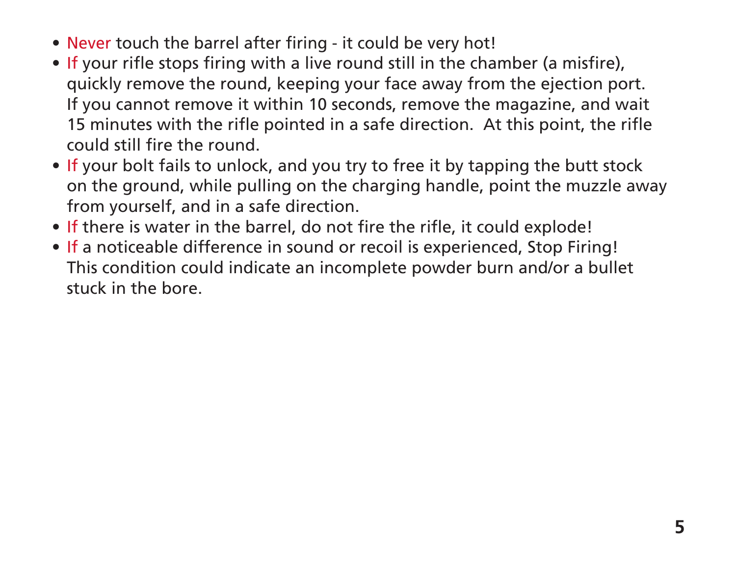- Never touch the barrel after firing - it could be very hot!
- If your rifle stops firing with a live round still in the chamber (a misfire), quickly remove the round, keeping your face away from the ejection port. If you cannot remove it within 10 seconds, remove the magazine, and wait 15 minutes with the rifle pointed in a safe direction.  At this point, the rifle could still fire the round.
- If your bolt fails to unlock, and you try to free it by tapping the butt stock on the ground, while pulling on the charging handle, point the muzzle away from yourself, and in a safe direction.
- If there is water in the barrel, do not fire the rifle, it could explode!
- If a noticeable difference in sound or recoil is experienced, Stop Firing! This condition could indicate an incomplete powder burn and/or a bullet stuck in the bore.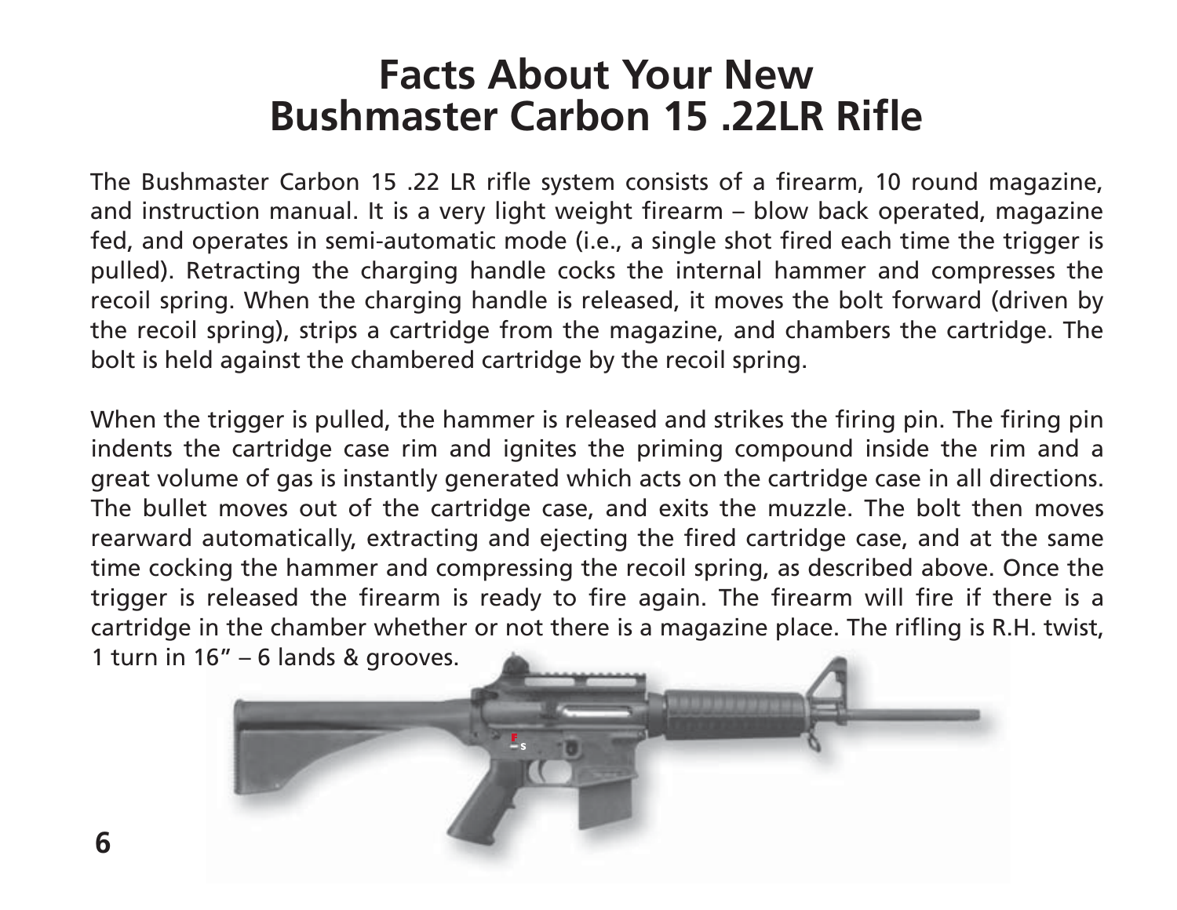# Facts About Your New Bushmaster Carbon 15 .22LR Rifle

The Bushmaster Carbon 15 .22 LR rifle system consists of a firearm, 10 round magazine, and instruction manual. It is a very light weight firearm – blow back operated, magazine fed, and operates in semi-automatic mode (i.e., a single shot fired each time the trigger is pulled). Retracting the charging handle cocks the internal hammer and compresses the recoil spring. When the charging handle is released, it moves the bolt forward (driven by the recoil spring), strips a cartridge from the magazine, and chambers the cartridge. The bolt is held against the chambered cartridge by the recoil spring.

When the trigger is pulled, the hammer is released and strikes the firing pin. The firing pin indents the cartridge case rim and ignites the priming compound inside the rim and a great volume of gas is instantly generated which acts on the cartridge case in all directions. The bullet moves out of the cartridge case, and exits the muzzle. The bolt then moves rearward automatically, extracting and ejecting the fired cartridge case, and at the same time cocking the hammer and compressing the recoil spring, as described above. Once the trigger is released the firearm is ready to fire again. The firearm will fire if there is a cartridge in the chamber whether or not there is a magazine place. The rifling is R.H. twist, 1 turn in 16" – 6 lands & grooves.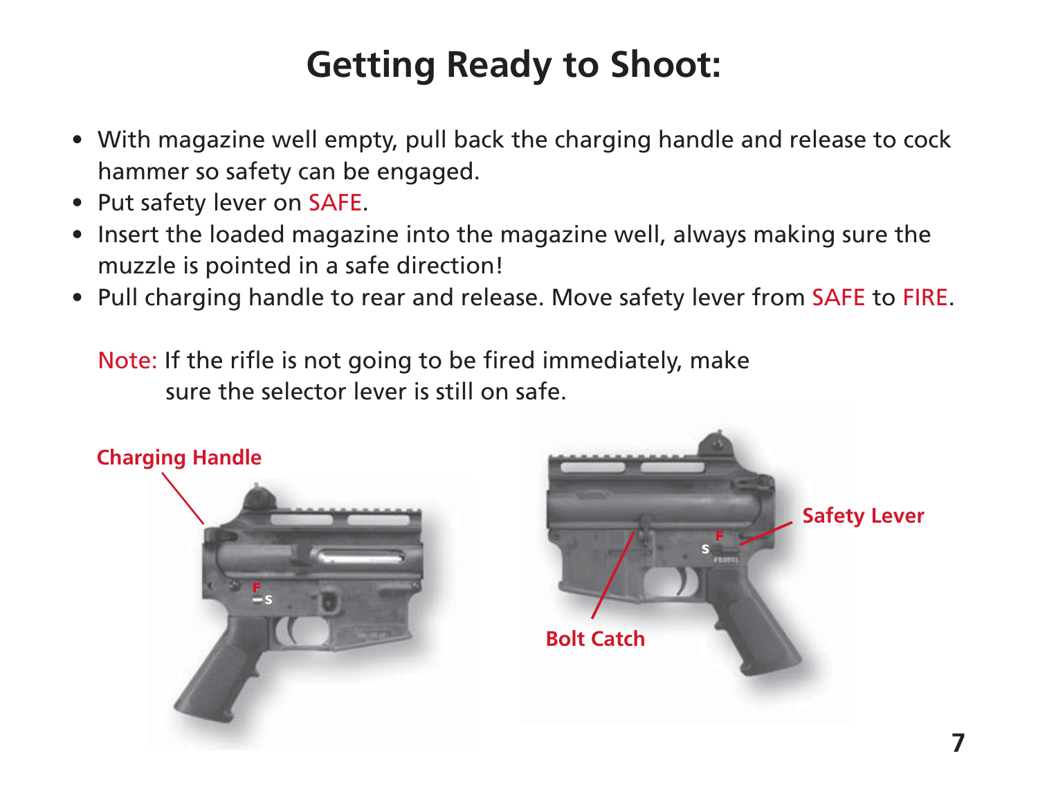# Getting Ready to Shoot:

- With magazine well empty, pull back the charging handle and release to cock hammer so safety can be engaged.
- Put safety lever on SAFE.
- Insert the loaded magazine into the magazine well, always making sure the muzzle is pointed in a safe direction!
- Pull charging handle to rear and release. Move safety lever from SAFE to FIRE.

Note: If the rifle is not going to be fired immediately, make sure the selector lever is still on safe.

Charging Handle

Safety Lever

Bolt Catch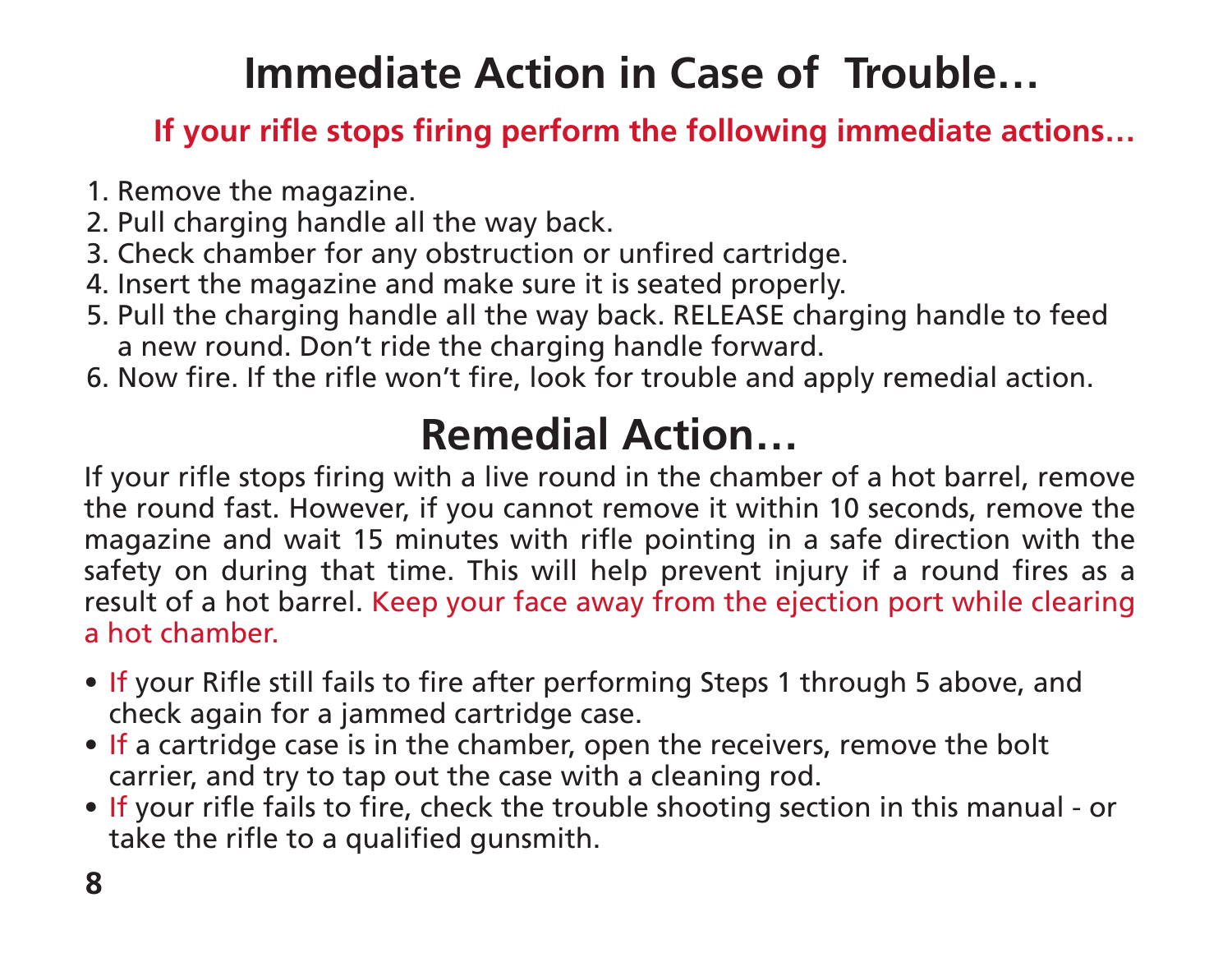# Immediate Action in Case of Trouble…

**If your rifle stops firing perform the following immediate actions…**

1. Remove the magazine.
2. Pull charging handle all the way back.
3. Check chamber for any obstruction or unfired cartridge.
4. Insert the magazine and make sure it is seated properly.
5. Pull the charging handle all the way back. RELEASE charging handle to feed a new round. Don't ride the charging handle forward.
6. Now fire. If the rifle won't fire, look for trouble and apply remedial action.

# Remedial Action…

If your rifle stops firing with a live round in the chamber of a hot barrel, remove the round fast. However, if you cannot remove it within 10 seconds, remove the magazine and wait 15 minutes with rifle pointing in a safe direction with the safety on during that time. This will help prevent injury if a round fires as a result of a hot barrel. Keep your face away from the ejection port while clearing a hot chamber.

- If your Rifle still fails to fire after performing Steps 1 through 5 above, and check again for a jammed cartridge case.
- If a cartridge case is in the chamber, open the receivers, remove the bolt carrier, and try to tap out the case with a cleaning rod.
- If your rifle fails to fire, check the trouble shooting section in this manual - or take the rifle to a qualified gunsmith.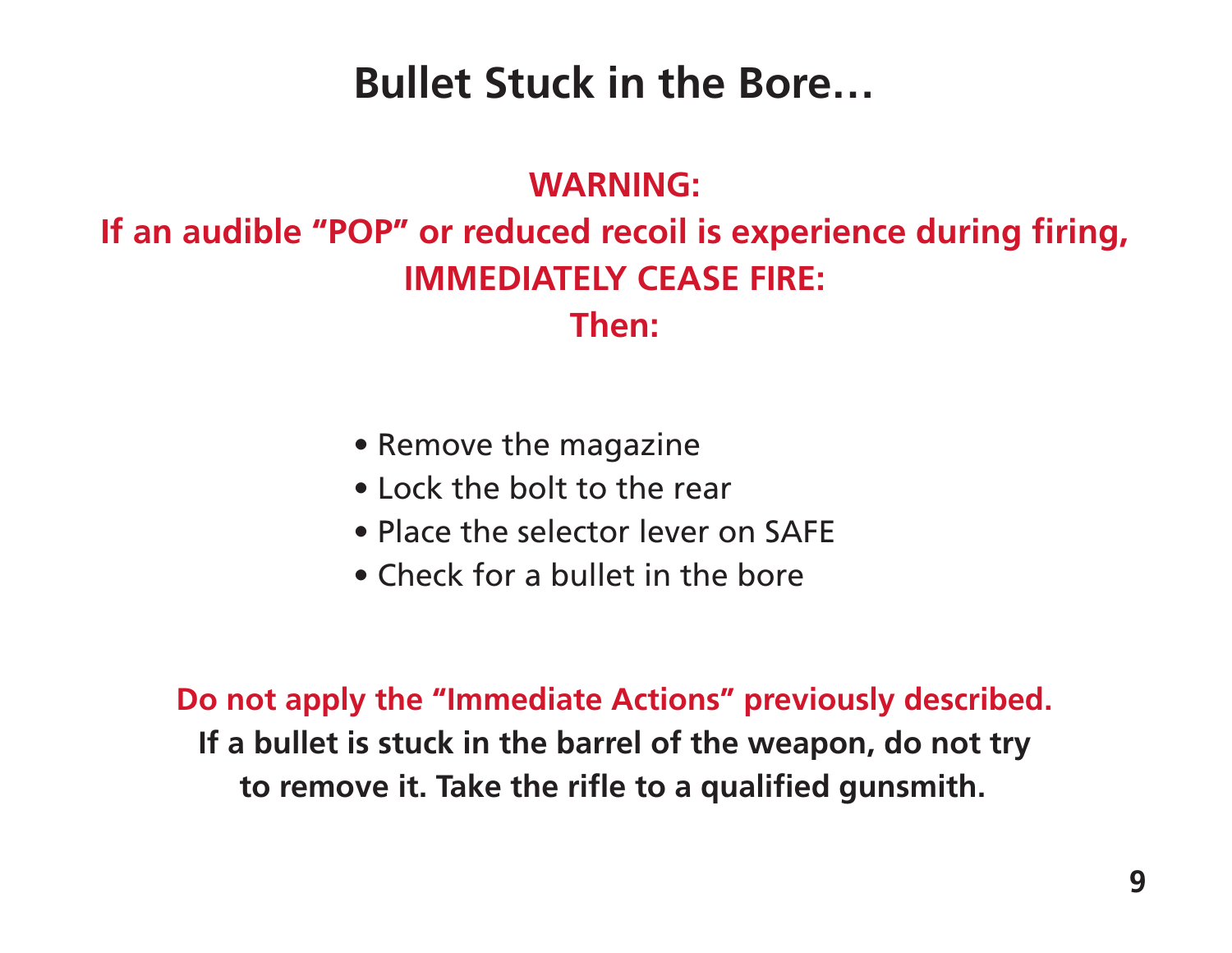# Bullet Stuck in the Bore…

**WARNING:**
**If an audible “POP” or reduced recoil is experience during firing,**
**IMMEDIATELY CEASE FIRE:**
**Then:**

- Remove the magazine
- Lock the bolt to the rear
- Place the selector lever on SAFE
- Check for a bullet in the bore

**Do not apply the “Immediate Actions” previously described.**
**If a bullet is stuck in the barrel of the weapon, do not try to remove it. Take the rifle to a qualified gunsmith.**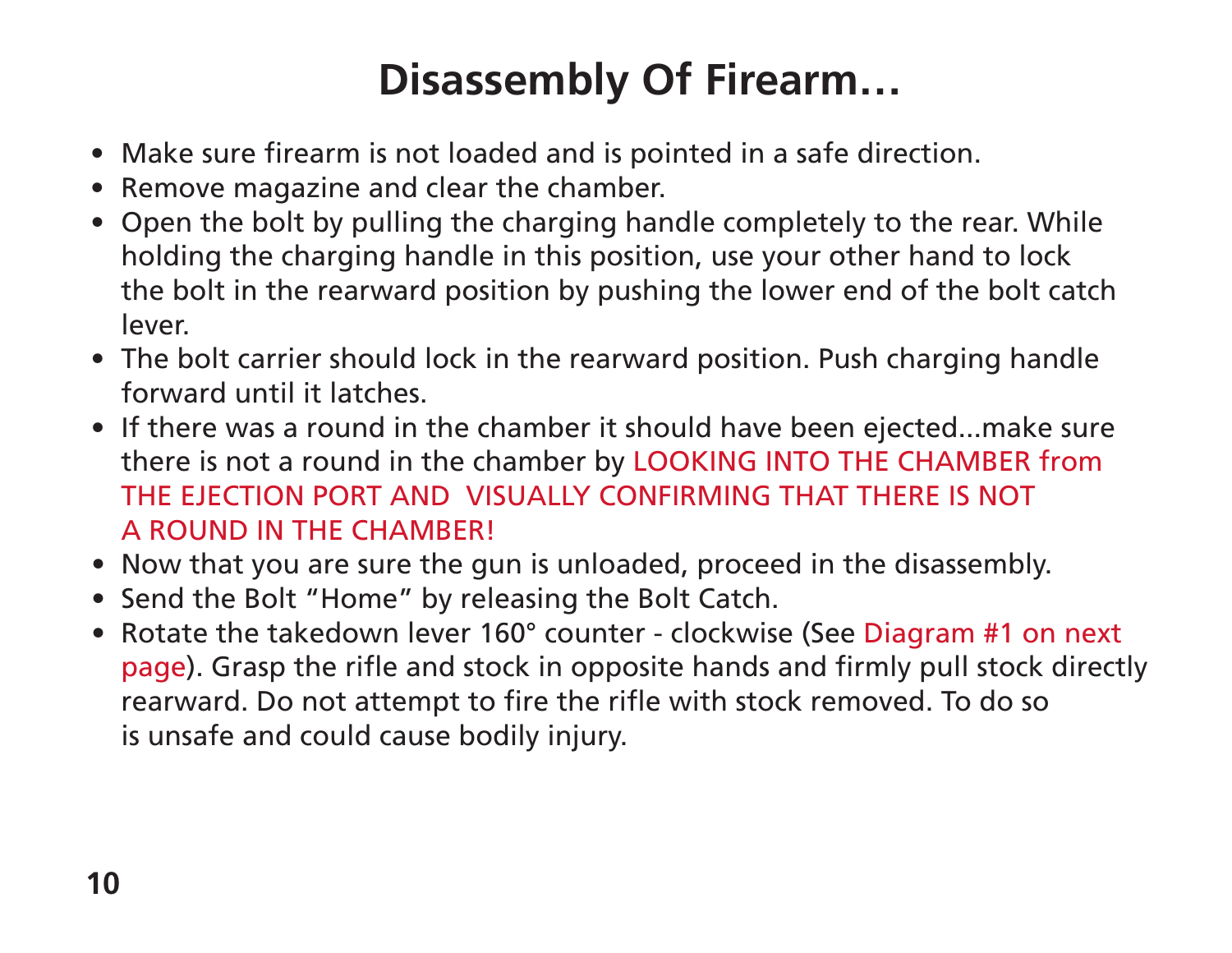# Disassembly Of Firearm…

- Make sure firearm is not loaded and is pointed in a safe direction.
- Remove magazine and clear the chamber.
- Open the bolt by pulling the charging handle completely to the rear. While holding the charging handle in this position, use your other hand to lock the bolt in the rearward position by pushing the lower end of the bolt catch lever.
- The bolt carrier should lock in the rearward position. Push charging handle forward until it latches.
- If there was a round in the chamber it should have been ejected...make sure there is not a round in the chamber by LOOKING INTO THE CHAMBER from THE EJECTION PORT AND VISUALLY CONFIRMING THAT THERE IS NOT A ROUND IN THE CHAMBER!
- Now that you are sure the gun is unloaded, proceed in the disassembly.
- Send the Bolt "Home" by releasing the Bolt Catch.
- Rotate the takedown lever 160° counter - clockwise (See Diagram #1 on next page). Grasp the rifle and stock in opposite hands and firmly pull stock directly rearward. Do not attempt to fire the rifle with stock removed. To do so is unsafe and could cause bodily injury.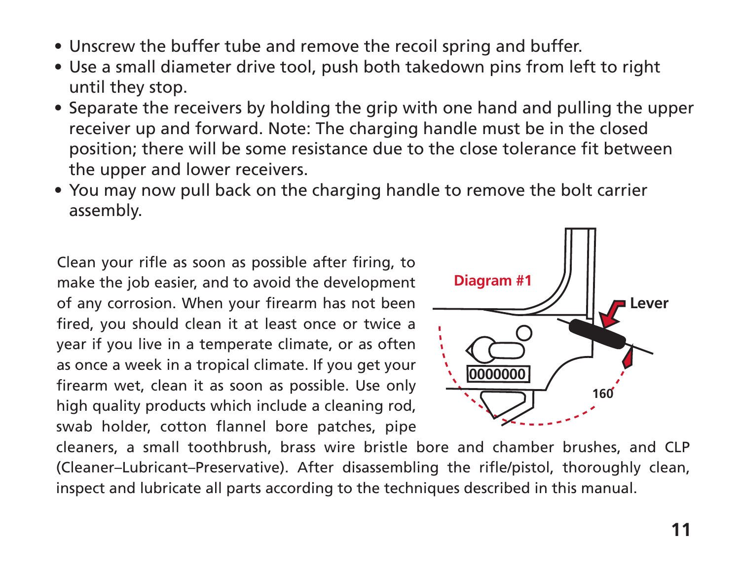- Unscrew the buffer tube and remove the recoil spring and buffer.
- Use a small diameter drive tool, push both takedown pins from left to right until they stop.
- Separate the receivers by holding the grip with one hand and pulling the upper receiver up and forward. Note: The charging handle must be in the closed position; there will be some resistance due to the close tolerance fit between the upper and lower receivers.
- You may now pull back on the charging handle to remove the bolt carrier assembly.

Diagram #1

Lever

160

0000000

Clean your rifle as soon as possible after firing, to make the job easier, and to avoid the development of any corrosion. When your firearm has not been fired, you should clean it at least once or twice a year if you live in a temperate climate, or as often as once a week in a tropical climate. If you get your firearm wet, clean it as soon as possible. Use only high quality products which include a cleaning rod, swab holder, cotton flannel bore patches, pipe cleaners, a small toothbrush, brass wire bristle bore and chamber brushes, and CLP (Cleaner–Lubricant–Preservative). After disassembling the rifle/pistol, thoroughly clean, inspect and lubricate all parts according to the techniques described in this manual.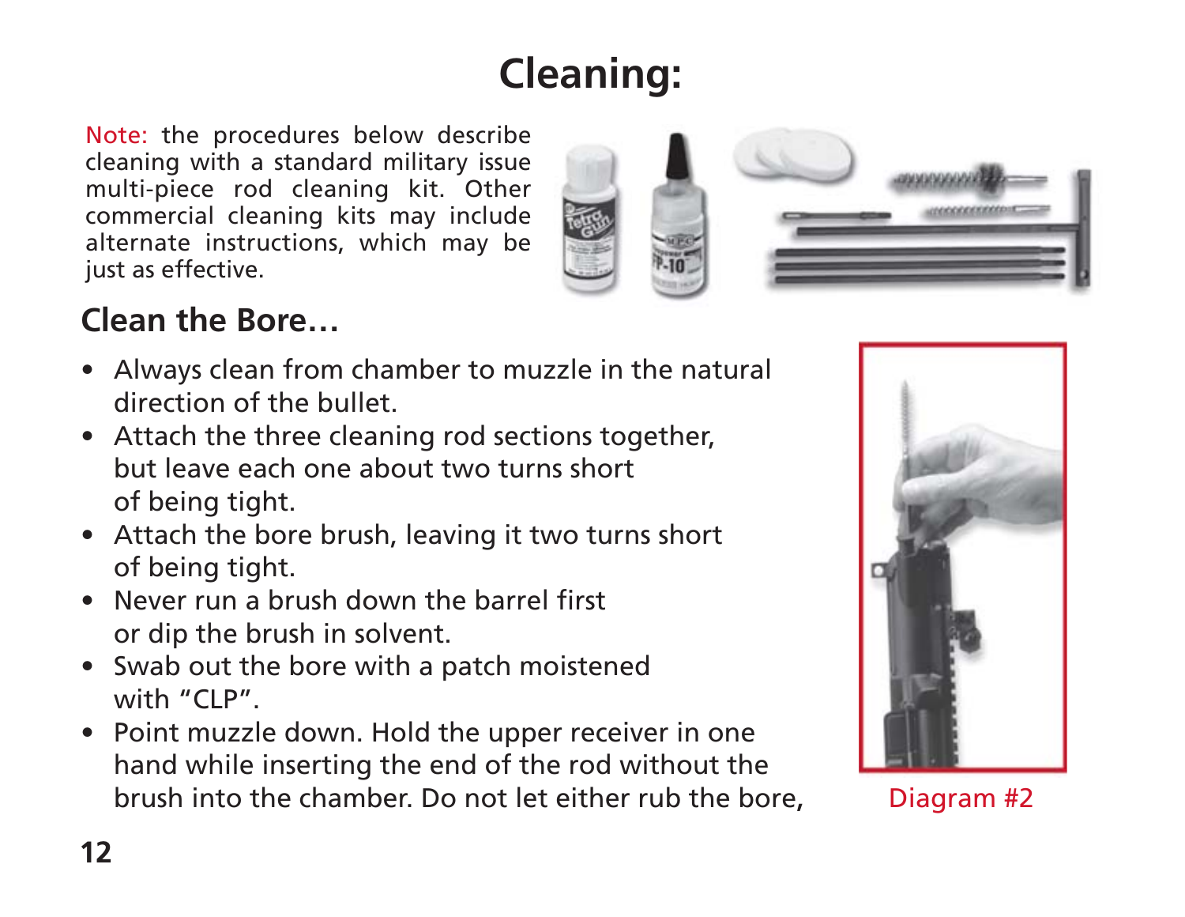# Cleaning:

Note: the procedures below describe cleaning with a standard military issue multi-piece rod cleaning kit. Other commercial cleaning kits may include alternate instructions, which may be just as effective.

## Clean the Bore…

- Always clean from chamber to muzzle in the natural direction of the bullet.
- Attach the three cleaning rod sections together, but leave each one about two turns short of being tight.
- Attach the bore brush, leaving it two turns short of being tight.
- Never run a brush down the barrel first or dip the brush in solvent.
- Swab out the bore with a patch moistened with "CLP".
- Point muzzle down. Hold the upper receiver in one hand while inserting the end of the rod without the brush into the chamber. Do not let either rub the bore,

Diagram #2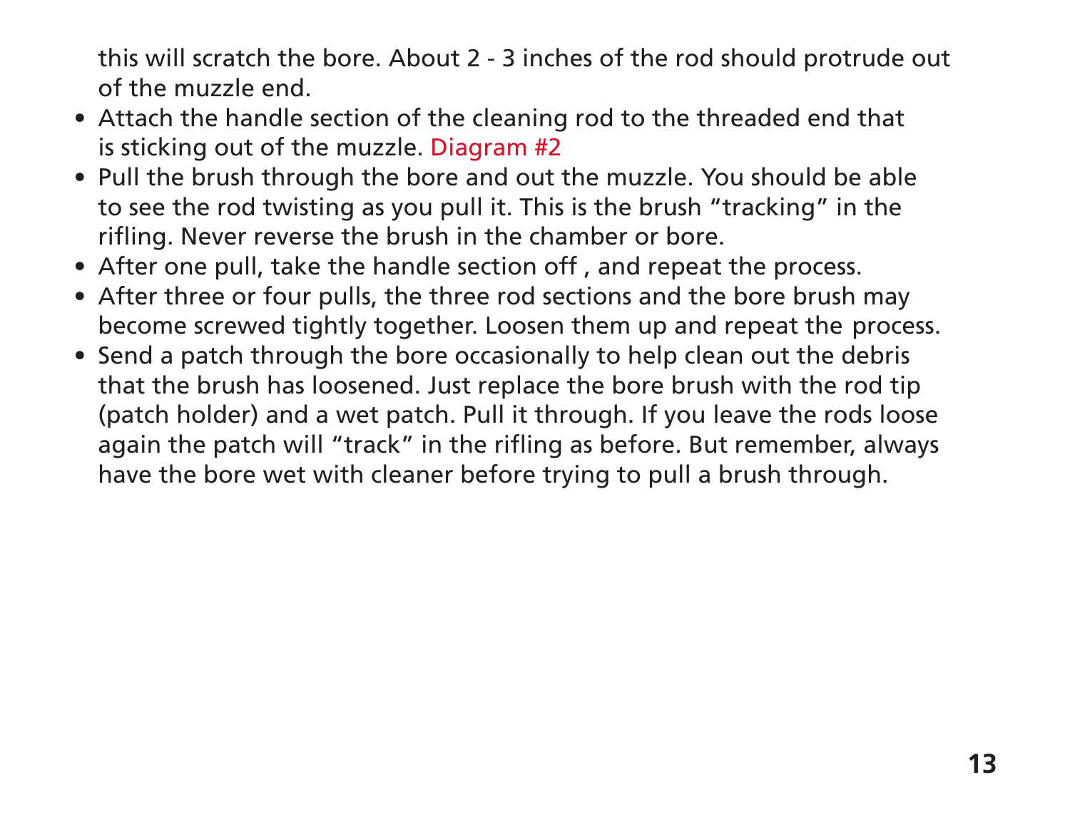this will scratch the bore. About 2 - 3 inches of the rod should protrude out of the muzzle end.

- Attach the handle section of the cleaning rod to the threaded end that is sticking out of the muzzle. Diagram #2
- Pull the brush through the bore and out the muzzle. You should be able to see the rod twisting as you pull it. This is the brush "tracking" in the rifling. Never reverse the brush in the chamber or bore.
- After one pull, take the handle section off , and repeat the process.
- After three or four pulls, the three rod sections and the bore brush may become screwed tightly together. Loosen them up and repeat the process.
- Send a patch through the bore occasionally to help clean out the debris that the brush has loosened. Just replace the bore brush with the rod tip (patch holder) and a wet patch. Pull it through. If you leave the rods loose again the patch will "track" in the rifling as before. But remember, always have the bore wet with cleaner before trying to pull a brush through.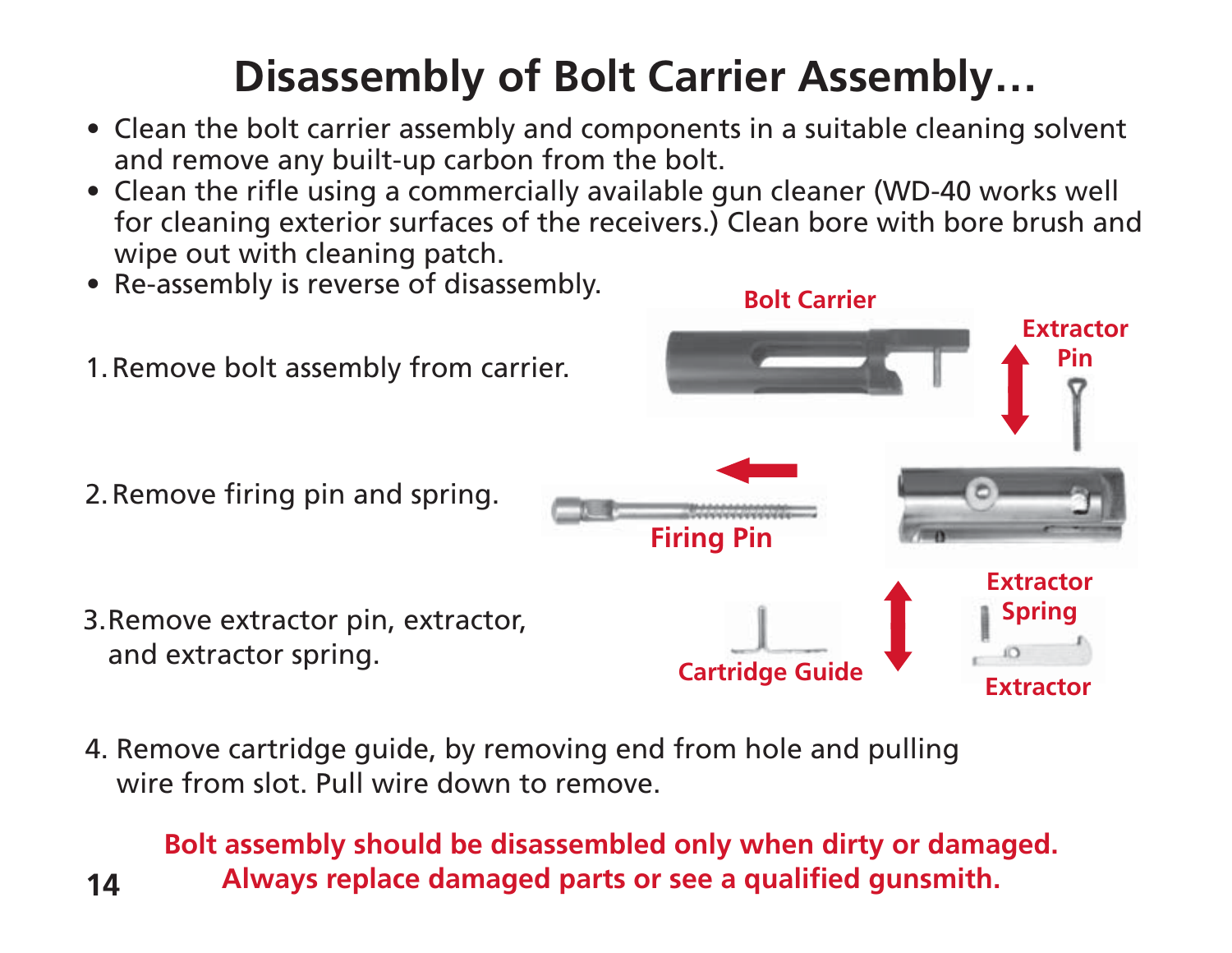# Disassembly of Bolt Carrier Assembly…

- Clean the bolt carrier assembly and components in a suitable cleaning solvent and remove any built-up carbon from the bolt.
- Clean the rifle using a commercially available gun cleaner (WD-40 works well for cleaning exterior surfaces of the receivers.) Clean bore with bore brush and wipe out with cleaning patch.
- Re-assembly is reverse of disassembly.

1. Remove bolt assembly from carrier.

2. Remove firing pin and spring.

3. Remove extractor pin, extractor, and extractor spring.

4. Remove cartridge guide, by removing end from hole and pulling wire from slot. Pull wire down to remove.

Bolt Carrier

Extractor Pin

Firing Pin

Extractor Spring

Cartridge Guide

Extractor

**Bolt assembly should be disassembled only when dirty or damaged. Always replace damaged parts or see a qualified gunsmith.**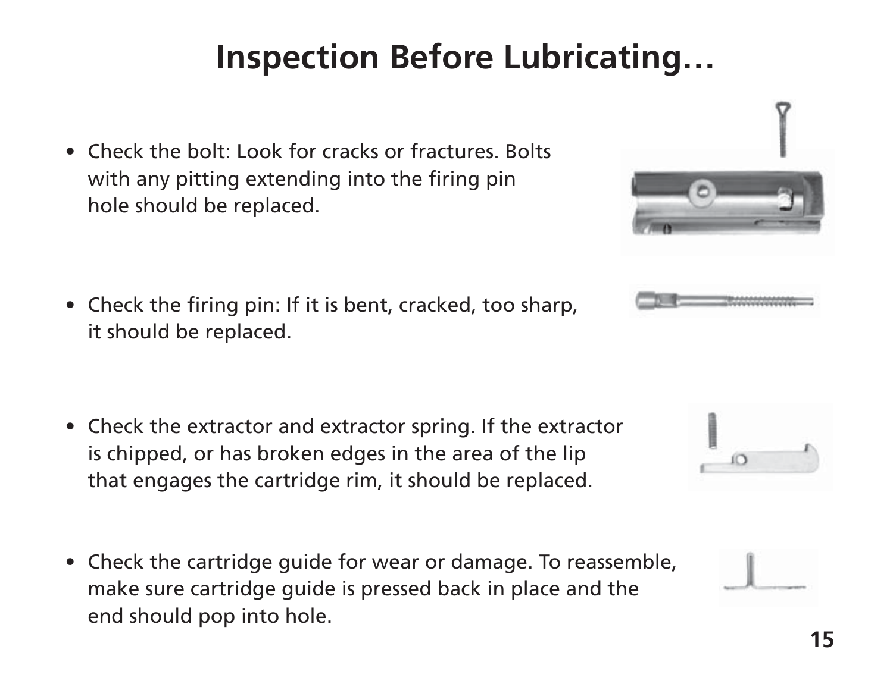# Inspection Before Lubricating…

- Check the bolt: Look for cracks or fractures. Bolts with any pitting extending into the firing pin hole should be replaced.

- Check the firing pin: If it is bent, cracked, too sharp, it should be replaced.

- Check the extractor and extractor spring. If the extractor is chipped, or has broken edges in the area of the lip that engages the cartridge rim, it should be replaced.

- Check the cartridge guide for wear or damage. To reassemble, make sure cartridge guide is pressed back in place and the end should pop into hole.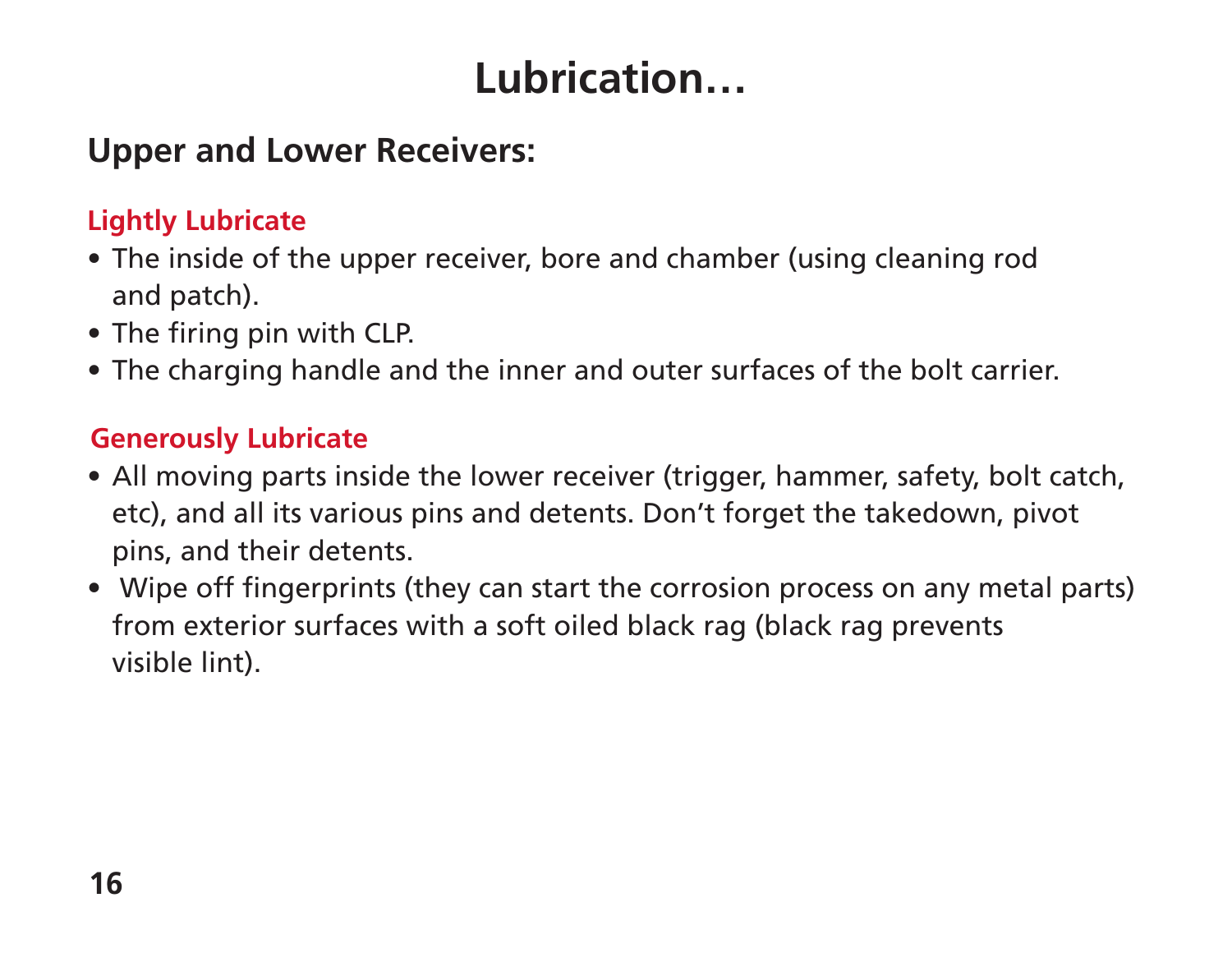# Lubrication…

## Upper and Lower Receivers:

### Lightly Lubricate

- The inside of the upper receiver, bore and chamber (using cleaning rod and patch).
- The firing pin with CLP.
- The charging handle and the inner and outer surfaces of the bolt carrier.

### Generously Lubricate

- All moving parts inside the lower receiver (trigger, hammer, safety, bolt catch, etc), and all its various pins and detents. Don't forget the takedown, pivot pins, and their detents.
- Wipe off fingerprints (they can start the corrosion process on any metal parts) from exterior surfaces with a soft oiled black rag (black rag prevents visible lint).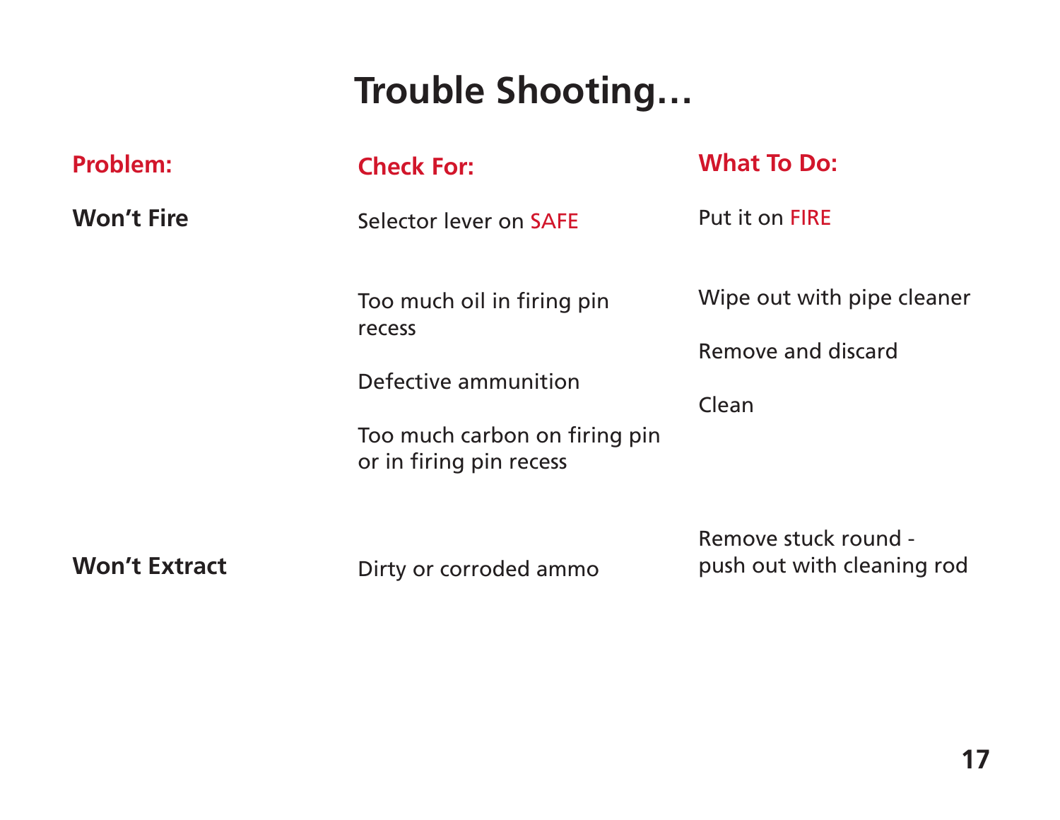# Trouble Shooting…

| Problem: | Check For: | What To Do: |
| --- | --- | --- |
| **Won't Fire** | Selector lever on SAFE | Put it on FIRE |
| | Too much oil in firing pin recess | Wipe out with pipe cleaner |
| | Defective ammunition | Remove and discard |
| | Too much carbon on firing pin or in firing pin recess | Clean |
| **Won't Extract** | Dirty or corroded ammo | Remove stuck round - push out with cleaning rod |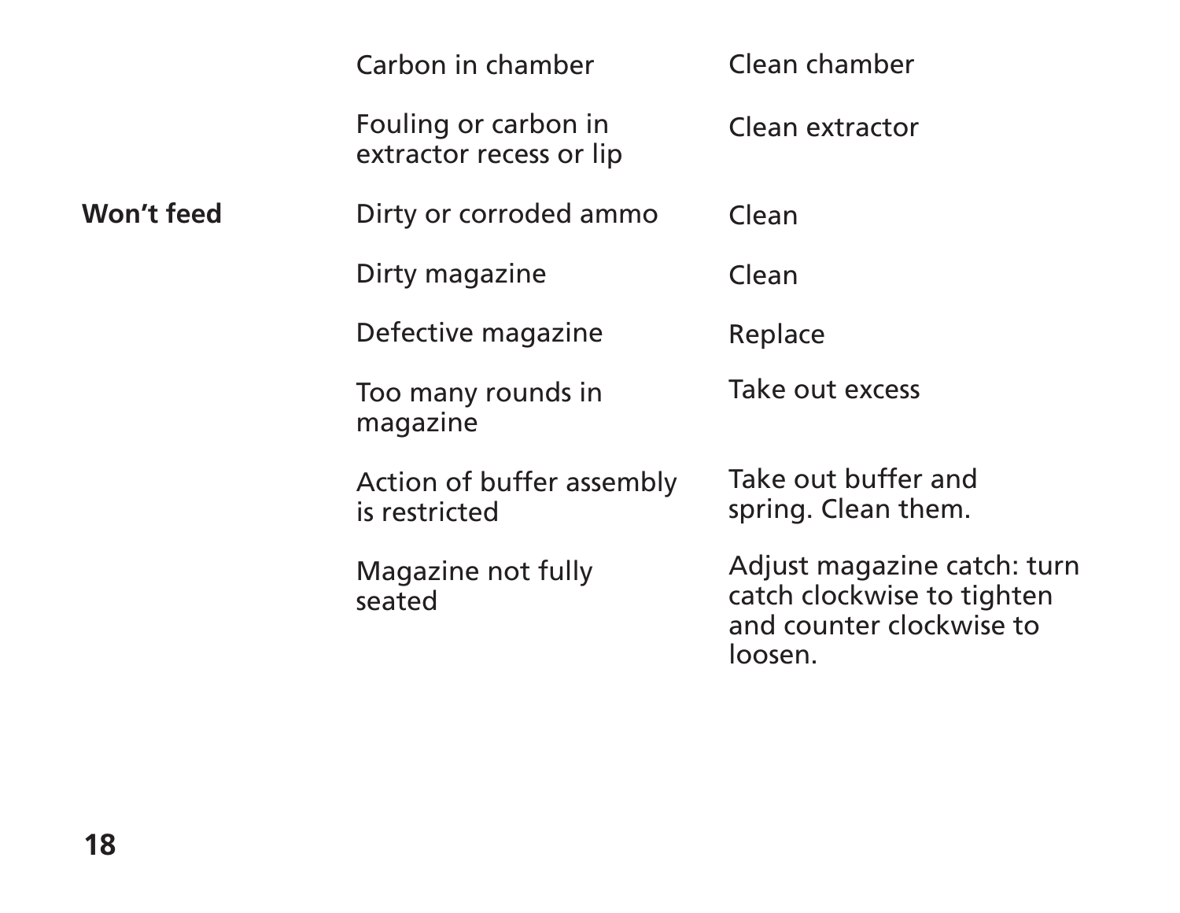| | | |
|---|---|---|
| | Carbon in chamber | Clean chamber |
| | Fouling or carbon in extractor recess or lip | Clean extractor |
| **Won't feed** | Dirty or corroded ammo | Clean |
| | Dirty magazine | Clean |
| | Defective magazine | Replace |
| | Too many rounds in magazine | Take out excess |
| | Action of buffer assembly is restricted | Take out buffer and spring. Clean them. |
| | Magazine not fully seated | Adjust magazine catch: turn catch clockwise to tighten and counter clockwise to loosen. |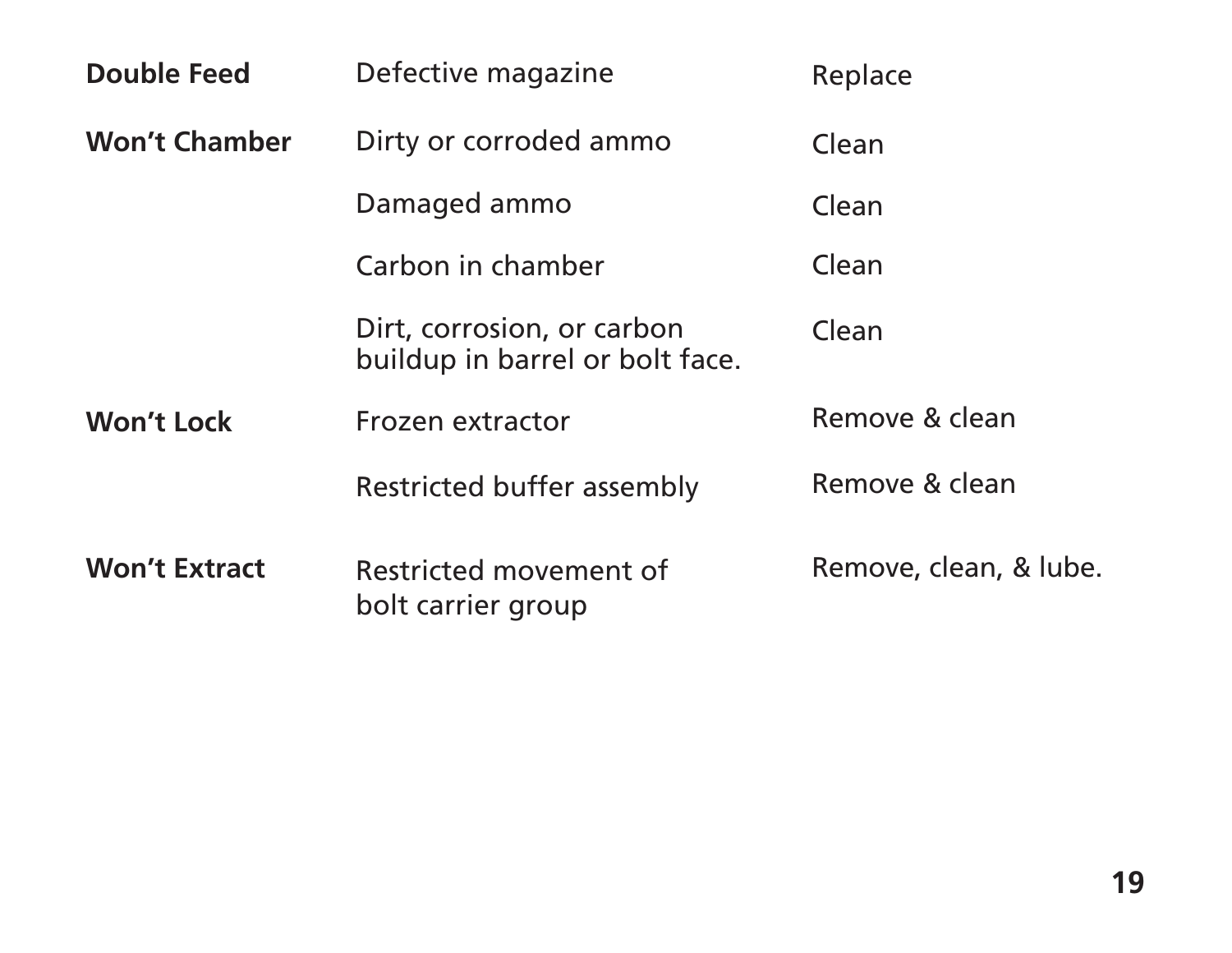| | | |
|---|---|---|
| **Double Feed** | Defective magazine | Replace |
| **Won't Chamber** | Dirty or corroded ammo | Clean |
| | Damaged ammo | Clean |
| | Carbon in chamber | Clean |
| | Dirt, corrosion, or carbon buildup in barrel or bolt face. | Clean |
| **Won't Lock** | Frozen extractor | Remove & clean |
| | Restricted buffer assembly | Remove & clean |
| **Won't Extract** | Restricted movement of bolt carrier group | Remove, clean, & lube. |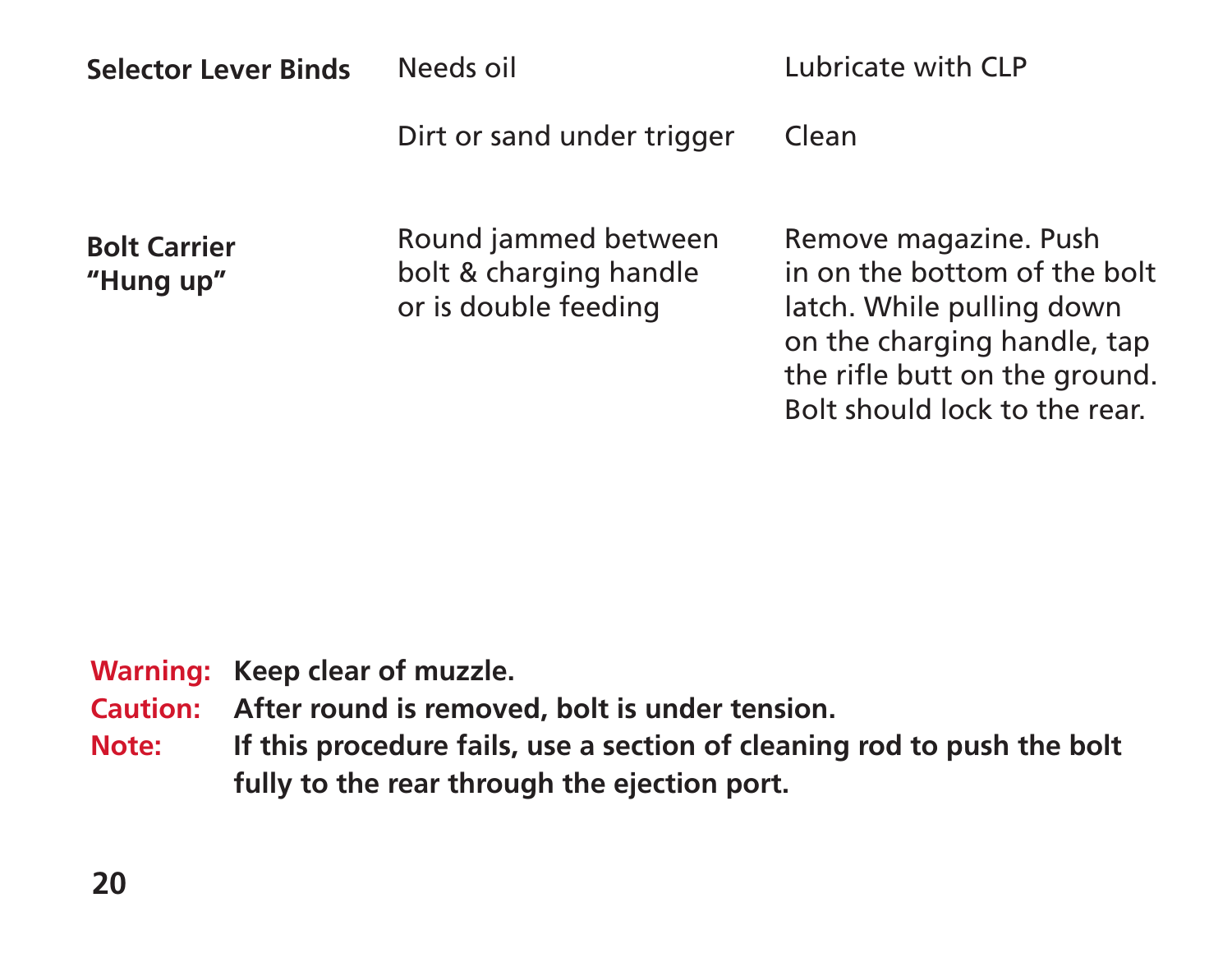| | | |
|---|---|---|
| **Selector Lever Binds** | Needs oil | Lubricate with CLP |
| | Dirt or sand under trigger | Clean |
| **Bolt Carrier "Hung up"** | Round jammed between bolt & charging handle or is double feeding | Remove magazine. Push in on the bottom of the bolt latch. While pulling down on the charging handle, tap the rifle butt on the ground. Bolt should lock to the rear. |

**Warning:** **Keep clear of muzzle.**

**Caution:** **After round is removed, bolt is under tension.**

**Note:** **If this procedure fails, use a section of cleaning rod to push the bolt fully to the rear through the ejection port.**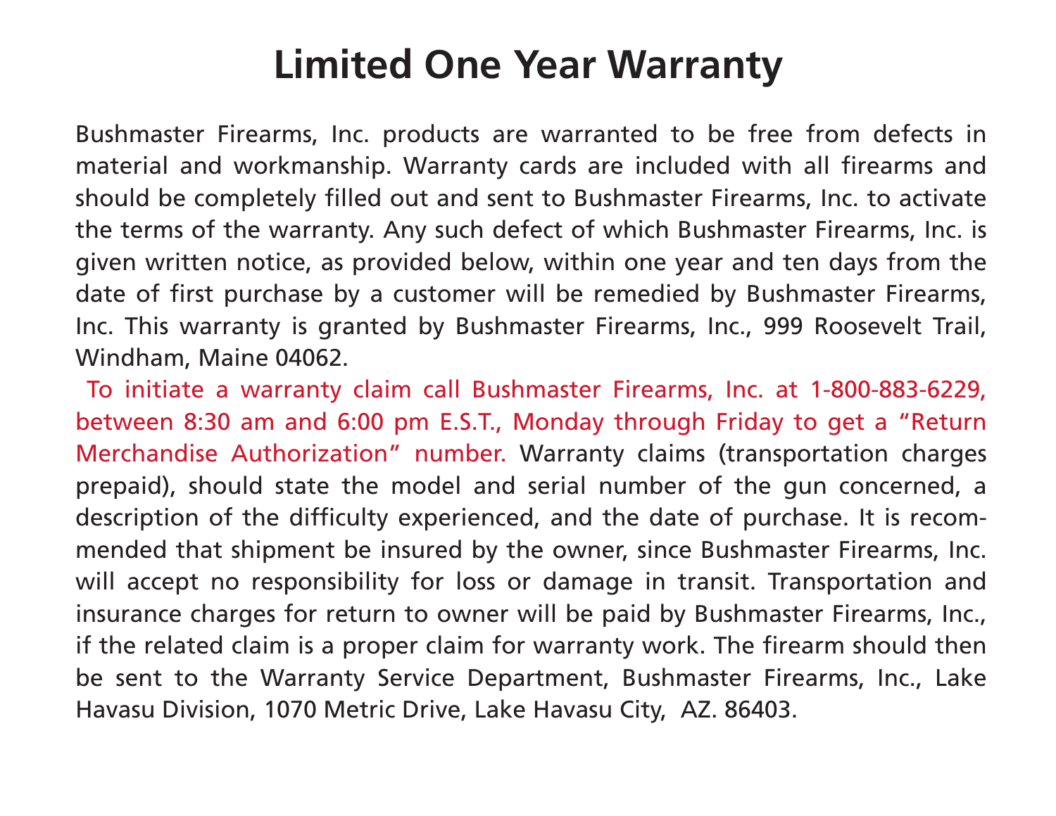# Limited One Year Warranty

Bushmaster Firearms, Inc. products are warranted to be free from defects in material and workmanship. Warranty cards are included with all firearms and should be completely filled out and sent to Bushmaster Firearms, Inc. to activate the terms of the warranty. Any such defect of which Bushmaster Firearms, Inc. is given written notice, as provided below, within one year and ten days from the date of first purchase by a customer will be remedied by Bushmaster Firearms, Inc. This warranty is granted by Bushmaster Firearms, Inc., 999 Roosevelt Trail, Windham, Maine 04062.

To initiate a warranty claim call Bushmaster Firearms, Inc. at 1-800-883-6229, between 8:30 am and 6:00 pm E.S.T., Monday through Friday to get a "Return Merchandise Authorization" number. Warranty claims (transportation charges prepaid), should state the model and serial number of the gun concerned, a description of the difficulty experienced, and the date of purchase. It is recommended that shipment be insured by the owner, since Bushmaster Firearms, Inc. will accept no responsibility for loss or damage in transit. Transportation and insurance charges for return to owner will be paid by Bushmaster Firearms, Inc., if the related claim is a proper claim for warranty work. The firearm should then be sent to the Warranty Service Department, Bushmaster Firearms, Inc., Lake Havasu Division, 1070 Metric Drive, Lake Havasu City, AZ. 86403.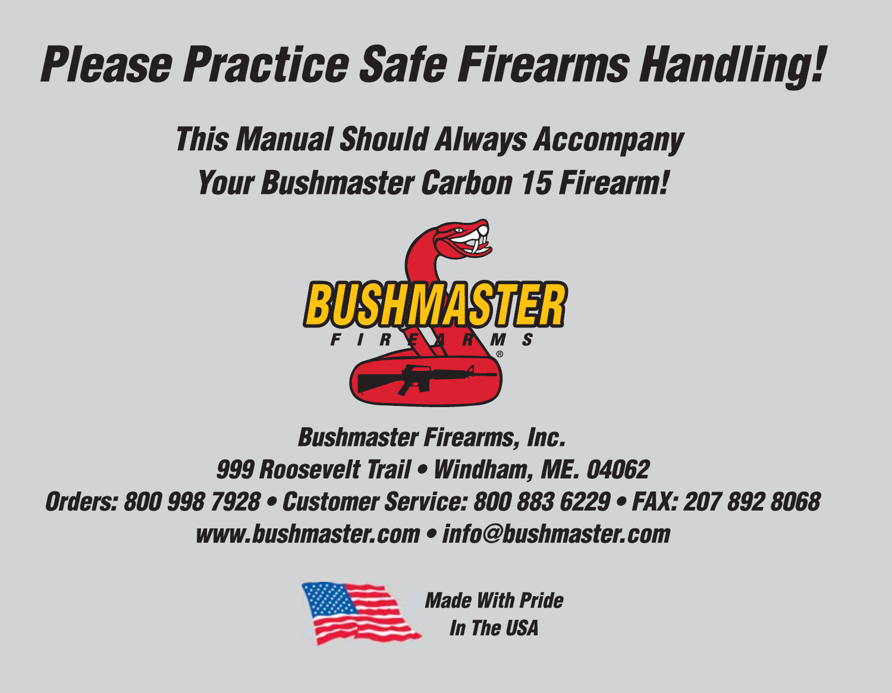# *Please Practice Safe Firearms Handling!*

## *This Manual Should Always Accompany Your Bushmaster Carbon 15 Firearm!*

BUSHMASTER
FIREARMS®

***Bushmaster Firearms, Inc.***
***999 Roosevelt Trail • Windham, ME. 04062***
***Orders: 800 998 7928 • Customer Service: 800 883 6229 • FAX: 207 892 8068***
***www.bushmaster.com • info@bushmaster.com***

***Made With Pride In The USA***